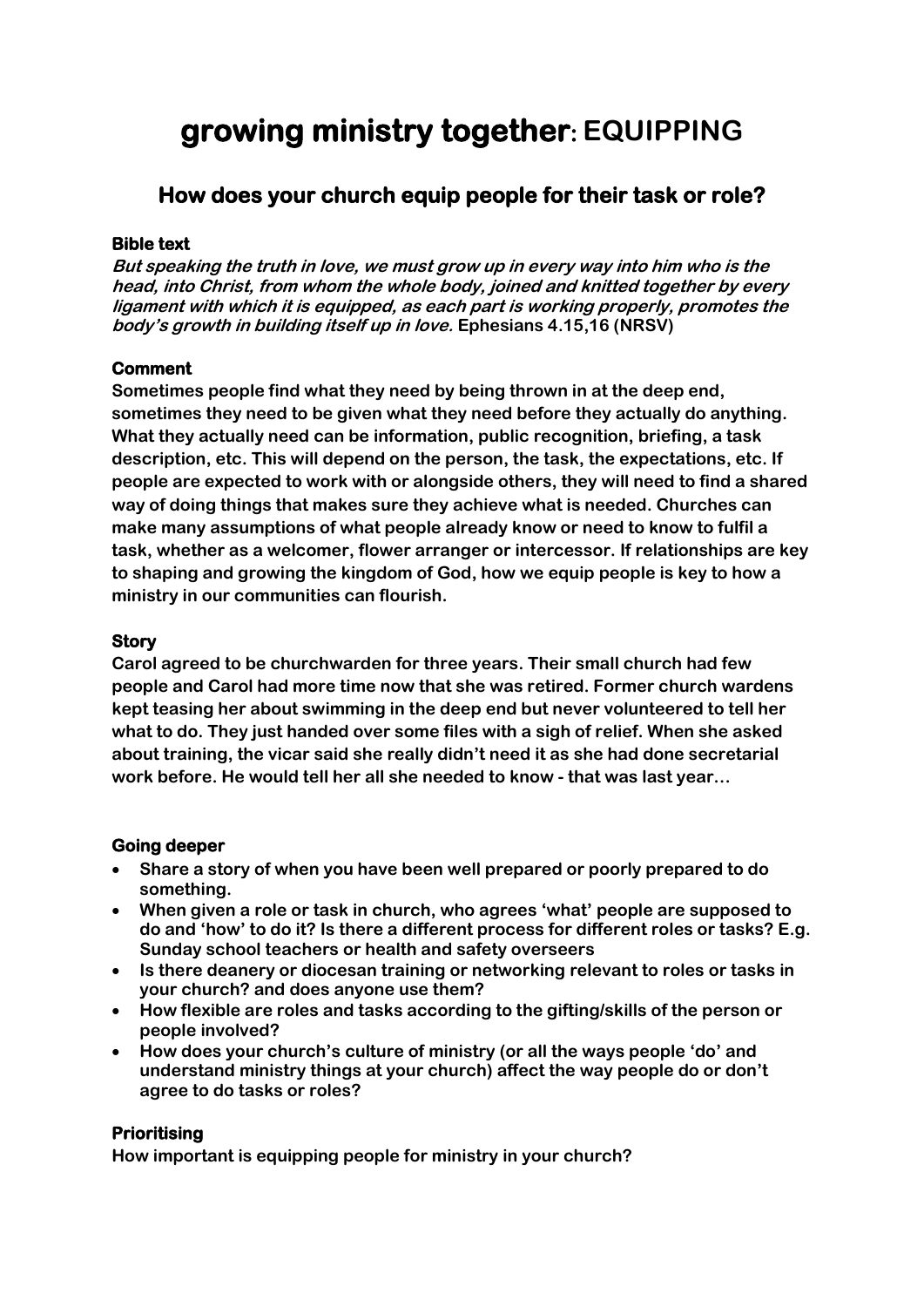# growing ministry together: EQUIPPING

## How does your church equip people for their task or role?

**Bible text**

***But speaking the truth in love, we must grow up in every way into him who is the head, into Christ, from whom the whole body, joined and knitted together by every ligament with which it is equipped, as each part is working properly, promotes the body's growth in building itself up in love.*** **Ephesians 4.15,16 (NRSV)**

**Comment**

**Sometimes people find what they need by being thrown in at the deep end, sometimes they need to be given what they need before they actually do anything. What they actually need can be information, public recognition, briefing, a task description, etc. This will depend on the person, the task, the expectations, etc. If people are expected to work with or alongside others, they will need to find a shared way of doing things that makes sure they achieve what is needed. Churches can make many assumptions of what people already know or need to know to fulfil a task, whether as a welcomer, flower arranger or intercessor. If relationships are key to shaping and growing the kingdom of God, how we equip people is key to how a ministry in our communities can flourish.**

**Story**

**Carol agreed to be churchwarden for three years. Their small church had few people and Carol had more time now that she was retired. Former church wardens kept teasing her about swimming in the deep end but never volunteered to tell her what to do. They just handed over some files with a sigh of relief. When she asked about training, the vicar said she really didn't need it as she had done secretarial work before. He would tell her all she needed to know - that was last year…**

**Going deeper**

- **Share a story of when you have been well prepared or poorly prepared to do something.**
- **When given a role or task in church, who agrees 'what' people are supposed to do and 'how' to do it? Is there a different process for different roles or tasks? E.g. Sunday school teachers or health and safety overseers**
- **Is there deanery or diocesan training or networking relevant to roles or tasks in your church? and does anyone use them?**
- **How flexible are roles and tasks according to the gifting/skills of the person or people involved?**
- **How does your church's culture of ministry (or all the ways people 'do' and understand ministry things at your church) affect the way people do or don't agree to do tasks or roles?**

**Prioritising**

**How important is equipping people for ministry in your church?**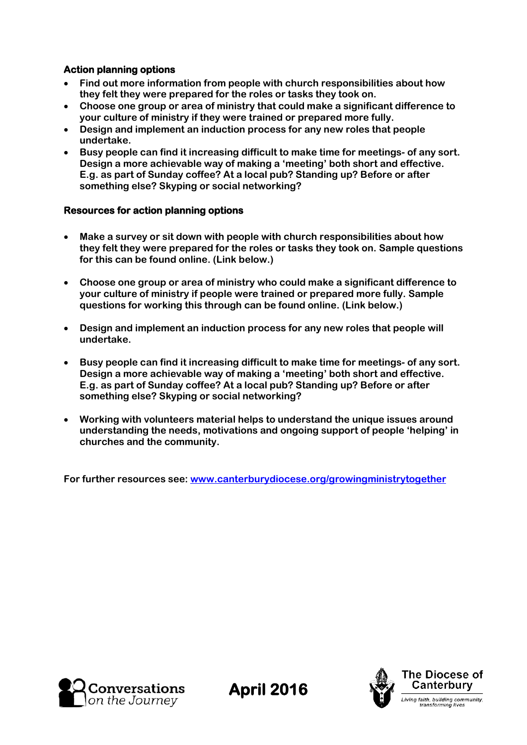**Action planning options**

- Find out more information from people with church responsibilities about how they felt they were prepared for the roles or tasks they took on.
- Choose one group or area of ministry that could make a significant difference to your culture of ministry if they were trained or prepared more fully.
- Design and implement an induction process for any new roles that people undertake.
- Busy people can find it increasing difficult to make time for meetings- of any sort. Design a more achievable way of making a 'meeting' both short and effective. E.g. as part of Sunday coffee? At a local pub? Standing up? Before or after something else? Skyping or social networking?

**Resources for action planning options**

- Make a survey or sit down with people with church responsibilities about how they felt they were prepared for the roles or tasks they took on. Sample questions for this can be found online. (Link below.)

- Choose one group or area of ministry who could make a significant difference to your culture of ministry if people were trained or prepared more fully. Sample questions for working this through can be found online. (Link below.)

- Design and implement an induction process for any new roles that people will undertake.

- Busy people can find it increasing difficult to make time for meetings- of any sort. Design a more achievable way of making a 'meeting' both short and effective. E.g. as part of Sunday coffee? At a local pub? Standing up? Before or after something else? Skyping or social networking?

- Working with volunteers material helps to understand the unique issues around understanding the needs, motivations and ongoing support of people 'helping' in churches and the community.

For further resources see: [www.canterburydiocese.org/growingministrytogether](http://www.canterburydiocese.org/growingministrytogether)

Conversations on the Journey

**April 2016**

The Diocese of Canterbury

*Living faith, building community, transforming lives*